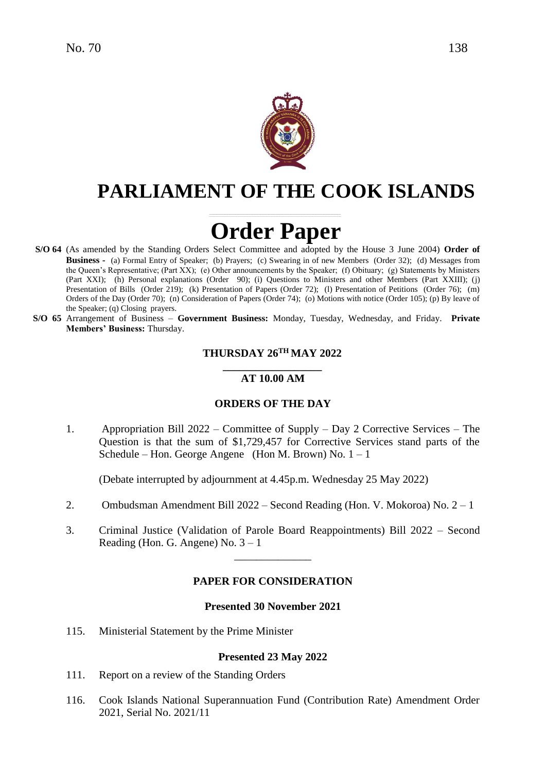No. 70

# PARLIAMENT OF THE COOK ISLANDS

# Order Paper

**S/O 64** (As amended by the Standing Orders Select Committee and adopted by the House 3 June 2004) **Order of Business -** (a) Formal Entry of Speaker; (b) Prayers; (c) Swearing in of new Members (Order 32); (d) Messages from the Queen's Representative; (Part XX); (e) Other announcements by the Speaker; (f) Obituary; (g) Statements by Ministers (Part XXI); (h) Personal explanations (Order 90); (i) Questions to Ministers and other Members (Part XXIII); (j) Presentation of Bills (Order 219); (k) Presentation of Papers (Order 72); (l) Presentation of Petitions (Order 76); (m) Orders of the Day (Order 70); (n) Consideration of Papers (Order 74); (o) Motions with notice (Order 105); (p) By leave of the Speaker; (q) Closing prayers.

**S/O 65** Arrangement of Business – **Government Business:** Monday, Tuesday, Wednesday, and Friday. **Private Members' Business:** Thursday.

### THURSDAY 26TH MAY 2022

### AT 10.00 AM

### ORDERS OF THE DAY

1. Appropriation Bill 2022 – Committee of Supply – Day 2 Corrective Services – The Question is that the sum of $1,729,457 for Corrective Services stand parts of the Schedule – Hon. George Angene (Hon M. Brown) No. 1 – 1

   (Debate interrupted by adjournment at 4.45p.m. Wednesday 25 May 2022)

2. Ombudsman Amendment Bill 2022 – Second Reading (Hon. V. Mokoroa) No. 2 – 1

3. Criminal Justice (Validation of Parole Board Reappointments) Bill 2022 – Second Reading (Hon. G. Angene) No. 3 – 1

---

### PAPER FOR CONSIDERATION

#### Presented 30 November 2021

115. Ministerial Statement by the Prime Minister

#### Presented 23 May 2022

111. Report on a review of the Standing Orders

116. Cook Islands National Superannuation Fund (Contribution Rate) Amendment Order 2021, Serial No. 2021/11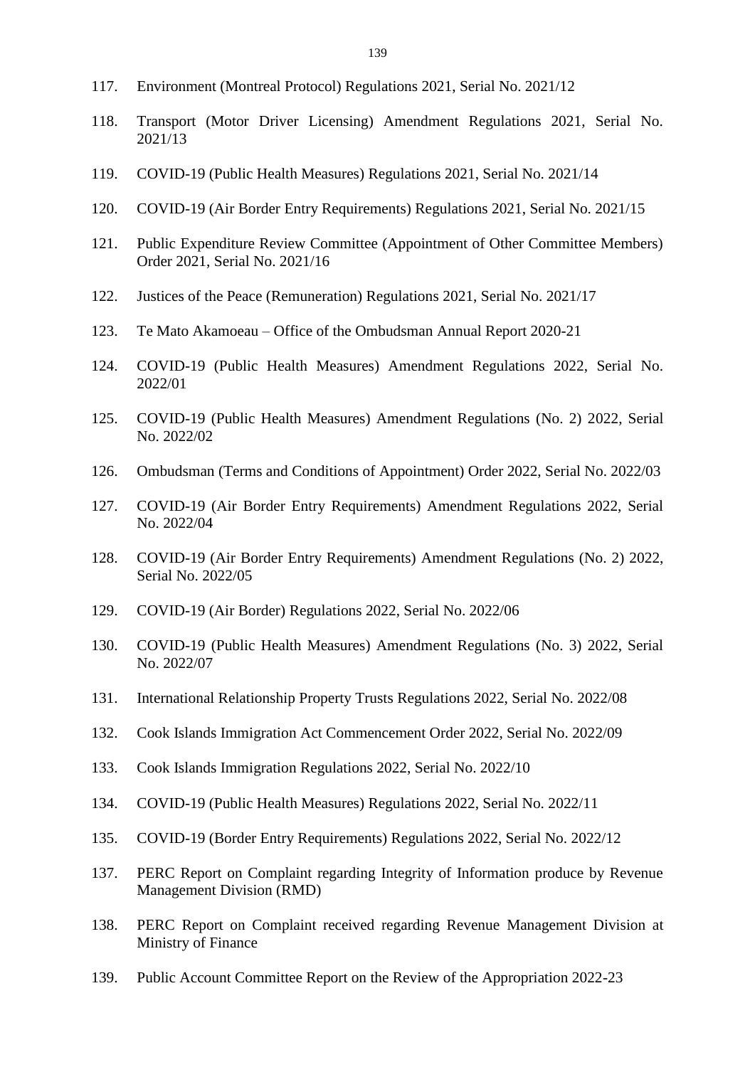117. Environment (Montreal Protocol) Regulations 2021, Serial No. 2021/12

118. Transport (Motor Driver Licensing) Amendment Regulations 2021, Serial No. 2021/13

119. COVID-19 (Public Health Measures) Regulations 2021, Serial No. 2021/14

120. COVID-19 (Air Border Entry Requirements) Regulations 2021, Serial No. 2021/15

121. Public Expenditure Review Committee (Appointment of Other Committee Members) Order 2021, Serial No. 2021/16

122. Justices of the Peace (Remuneration) Regulations 2021, Serial No. 2021/17

123. Te Mato Akamoeau – Office of the Ombudsman Annual Report 2020-21

124. COVID-19 (Public Health Measures) Amendment Regulations 2022, Serial No. 2022/01

125. COVID-19 (Public Health Measures) Amendment Regulations (No. 2) 2022, Serial No. 2022/02

126. Ombudsman (Terms and Conditions of Appointment) Order 2022, Serial No. 2022/03

127. COVID-19 (Air Border Entry Requirements) Amendment Regulations 2022, Serial No. 2022/04

128. COVID-19 (Air Border Entry Requirements) Amendment Regulations (No. 2) 2022, Serial No. 2022/05

129. COVID-19 (Air Border) Regulations 2022, Serial No. 2022/06

130. COVID-19 (Public Health Measures) Amendment Regulations (No. 3) 2022, Serial No. 2022/07

131. International Relationship Property Trusts Regulations 2022, Serial No. 2022/08

132. Cook Islands Immigration Act Commencement Order 2022, Serial No. 2022/09

133. Cook Islands Immigration Regulations 2022, Serial No. 2022/10

134. COVID-19 (Public Health Measures) Regulations 2022, Serial No. 2022/11

135. COVID-19 (Border Entry Requirements) Regulations 2022, Serial No. 2022/12

137. PERC Report on Complaint regarding Integrity of Information produce by Revenue Management Division (RMD)

138. PERC Report on Complaint received regarding Revenue Management Division at Ministry of Finance

139. Public Account Committee Report on the Review of the Appropriation 2022-23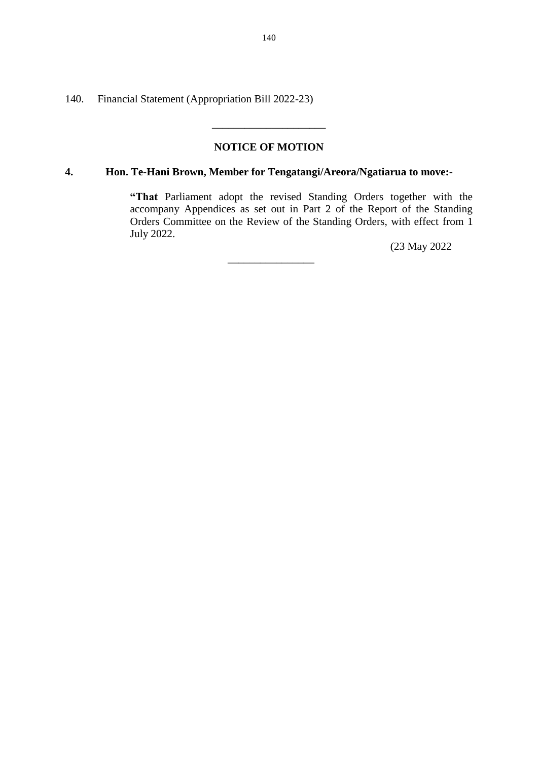140. Financial Statement (Appropriation Bill 2022-23)

---

## NOTICE OF MOTION

**4. Hon. Te-Hani Brown, Member for Tengatangi/Areora/Ngatiarua to move:-**

> **"That** Parliament adopt the revised Standing Orders together with the accompany Appendices as set out in Part 2 of the Report of the Standing Orders Committee on the Review of the Standing Orders, with effect from 1 July 2022.
>
> (23 May 2022

---